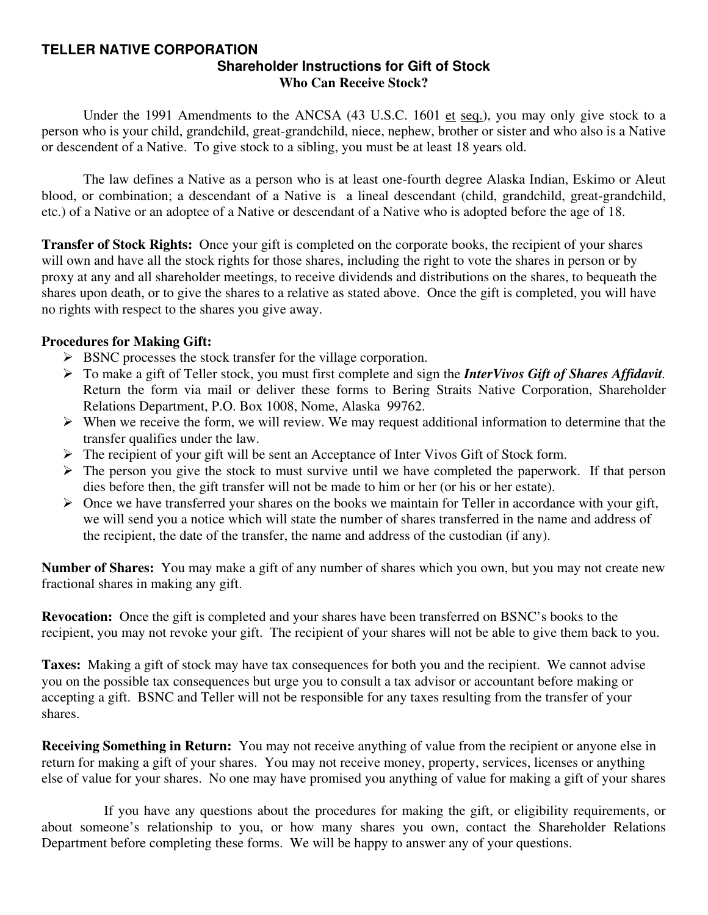# TELLER NATIVE CORPORATION

## Shareholder Instructions for Gift of Stock

### Who Can Receive Stock?

Under the 1991 Amendments to the ANCSA (43 U.S.C. 1601 et seq.), you may only give stock to a person who is your child, grandchild, great-grandchild, niece, nephew, brother or sister and who also is a Native or descendent of a Native. To give stock to a sibling, you must be at least 18 years old.

The law defines a Native as a person who is at least one-fourth degree Alaska Indian, Eskimo or Aleut blood, or combination; a descendant of a Native is a lineal descendant (child, grandchild, great-grandchild, etc.) of a Native or an adoptee of a Native or descendant of a Native who is adopted before the age of 18.

**Transfer of Stock Rights:** Once your gift is completed on the corporate books, the recipient of your shares will own and have all the stock rights for those shares, including the right to vote the shares in person or by proxy at any and all shareholder meetings, to receive dividends and distributions on the shares, to bequeath the shares upon death, or to give the shares to a relative as stated above. Once the gift is completed, you will have no rights with respect to the shares you give away.

**Procedures for Making Gift:**

- BSNC processes the stock transfer for the village corporation.
- To make a gift of Teller stock, you must first complete and sign the ***InterVivos Gift of Shares Affidavit***. Return the form via mail or deliver these forms to Bering Straits Native Corporation, Shareholder Relations Department, P.O. Box 1008, Nome, Alaska 99762.
- When we receive the form, we will review. We may request additional information to determine that the transfer qualifies under the law.
- The recipient of your gift will be sent an Acceptance of Inter Vivos Gift of Stock form.
- The person you give the stock to must survive until we have completed the paperwork. If that person dies before then, the gift transfer will not be made to him or her (or his or her estate).
- Once we have transferred your shares on the books we maintain for Teller in accordance with your gift, we will send you a notice which will state the number of shares transferred in the name and address of the recipient, the date of the transfer, the name and address of the custodian (if any).

**Number of Shares:** You may make a gift of any number of shares which you own, but you may not create new fractional shares in making any gift.

**Revocation:** Once the gift is completed and your shares have been transferred on BSNC's books to the recipient, you may not revoke your gift. The recipient of your shares will not be able to give them back to you.

**Taxes:** Making a gift of stock may have tax consequences for both you and the recipient. We cannot advise you on the possible tax consequences but urge you to consult a tax advisor or accountant before making or accepting a gift. BSNC and Teller will not be responsible for any taxes resulting from the transfer of your shares.

**Receiving Something in Return:** You may not receive anything of value from the recipient or anyone else in return for making a gift of your shares. You may not receive money, property, services, licenses or anything else of value for your shares. No one may have promised you anything of value for making a gift of your shares

If you have any questions about the procedures for making the gift, or eligibility requirements, or about someone's relationship to you, or how many shares you own, contact the Shareholder Relations Department before completing these forms. We will be happy to answer any of your questions.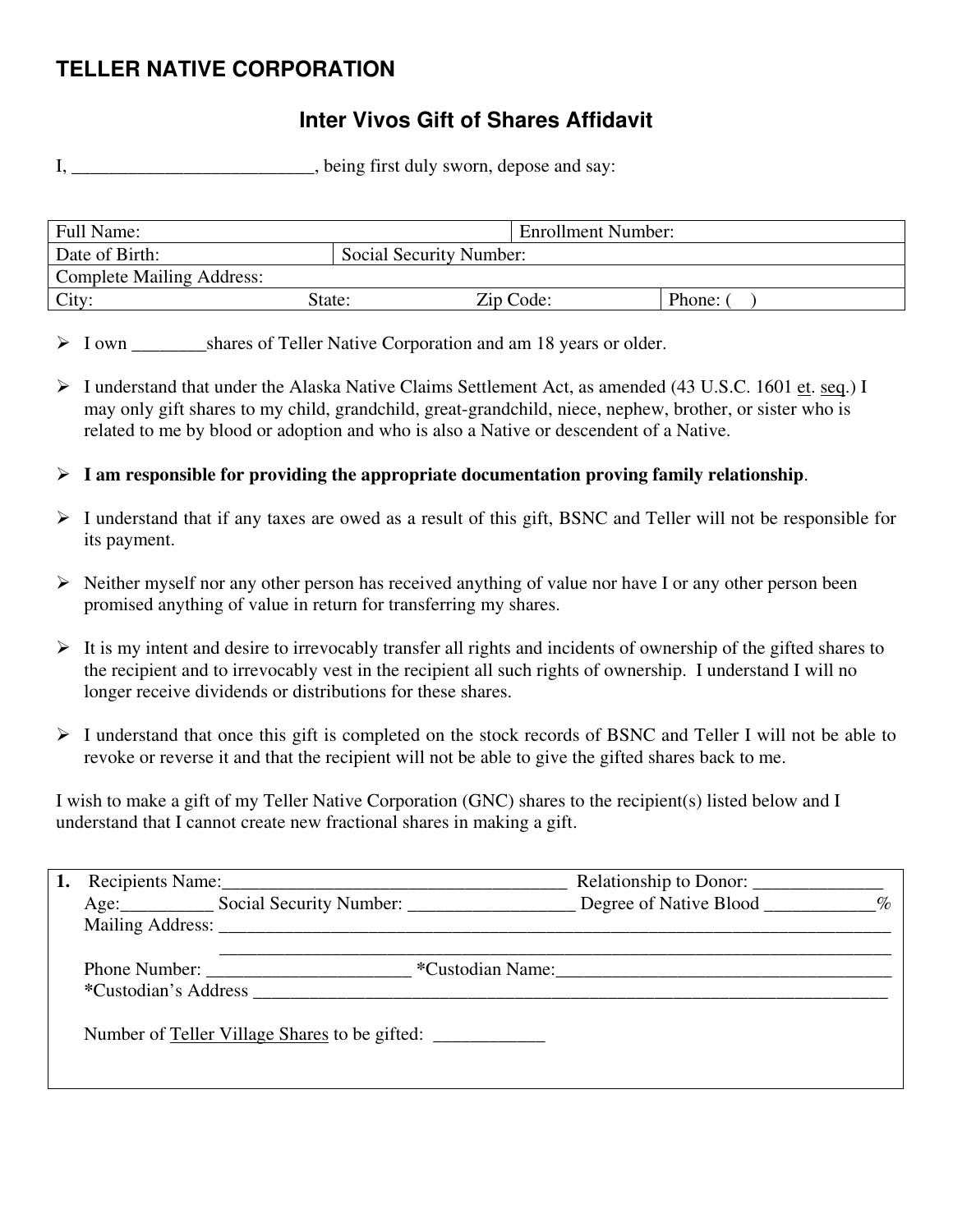## TELLER NATIVE CORPORATION

### Inter Vivos Gift of Shares Affidavit

I, __________________________, being first duly sworn, depose and say:

| Full Name: | | | Enrollment Number: |
|---|---|---|---|
| Date of Birth: | Social Security Number: | | |
| Complete Mailing Address: | | | |
| City: | State: | Zip Code: | Phone: (    ) |

- I own ________shares of Teller Native Corporation and am 18 years or older.
- I understand that under the Alaska Native Claims Settlement Act, as amended (43 U.S.C. 1601 et. seq.) I may only gift shares to my child, grandchild, great-grandchild, niece, nephew, brother, or sister who is related to me by blood or adoption and who is also a Native or descendent of a Native.
- **I am responsible for providing the appropriate documentation proving family relationship**.
- I understand that if any taxes are owed as a result of this gift, BSNC and Teller will not be responsible for its payment.
- Neither myself nor any other person has received anything of value nor have I or any other person been promised anything of value in return for transferring my shares.
- It is my intent and desire to irrevocably transfer all rights and incidents of ownership of the gifted shares to the recipient and to irrevocably vest in the recipient all such rights of ownership. I understand I will no longer receive dividends or distributions for these shares.
- I understand that once this gift is completed on the stock records of BSNC and Teller I will not be able to revoke or reverse it and that the recipient will not be able to give the gifted shares back to me.

I wish to make a gift of my Teller Native Corporation (GNC) shares to the recipient(s) listed below and I understand that I cannot create new fractional shares in making a gift.

**1.** Recipients Name:______________________________________ Relationship to Donor: ______________
Age:__________ Social Security Number: __________________ Degree of Native Blood ____________%
Mailing Address: ____________________________________________________________________________
____________________________________________________________________________
Phone Number: ______________________ ***Custodian Name:**____________________________________
***Custodian's Address** ______________________________________________________________________

Number of Teller Village Shares to be gifted: ____________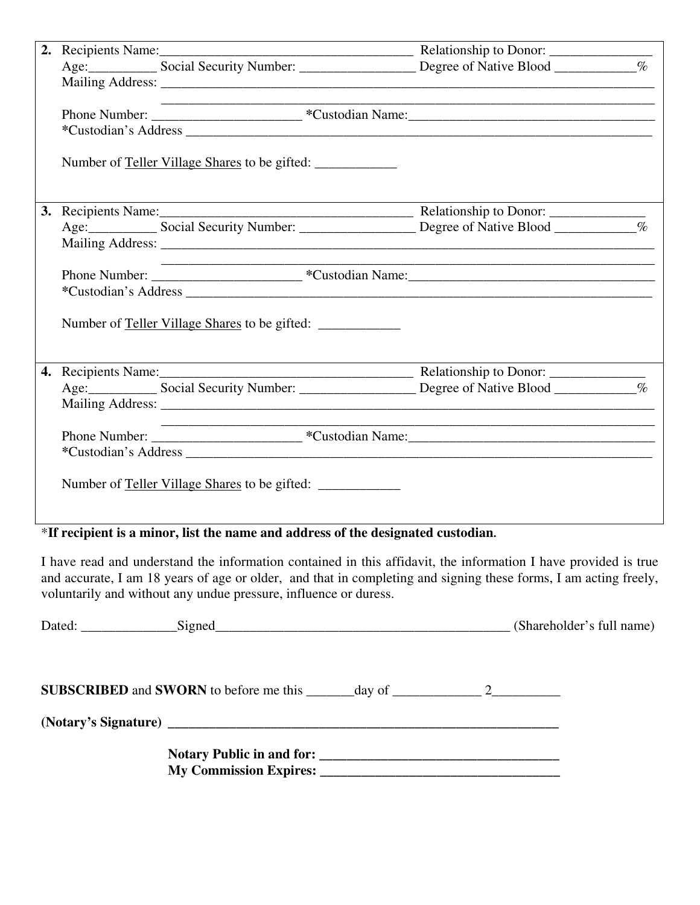2. Recipients Name:_____________________________________ Relationship to Donor: _______________
   Age:__________ Social Security Number: _________________ Degree of Native Blood ____________%
   Mailing Address: ___________________________________________________________________________
   ___________________________________________________________________________
   Phone Number: ______________________ *Custodian Name:_____________________________________
   *Custodian's Address ________________________________________________________________________

   Number of Teller Village Shares to be gifted: ____________

3. Recipients Name:_____________________________________ Relationship to Donor: ______________
   Age:__________ Social Security Number: _________________ Degree of Native Blood ____________%
   Mailing Address: ___________________________________________________________________________
   ___________________________________________________________________________
   Phone Number: ______________________ *Custodian Name:_____________________________________
   *Custodian's Address ________________________________________________________________________

   Number of Teller Village Shares to be gifted: ____________

4. Recipients Name:_____________________________________ Relationship to Donor: ______________
   Age:__________ Social Security Number: _________________ Degree of Native Blood ____________%
   Mailing Address: ___________________________________________________________________________
   ___________________________________________________________________________
   Phone Number: ______________________ *Custodian Name:_____________________________________
   *Custodian's Address ________________________________________________________________________

   Number of Teller Village Shares to be gifted: ____________

*__If recipient is a minor, list the name and address of the designated custodian.__

I have read and understand the information contained in this affidavit, the information I have provided is true and accurate, I am 18 years of age or older, and that in completing and signing these forms, I am acting freely, voluntarily and without any undue pressure, influence or duress.

Dated: ______________Signed_____________________________________________ (Shareholder's full name)

**SUBSCRIBED** and **SWORN** to before me this _______day of _____________ 2__________

**(Notary's Signature)** ____________________________________________________________

**Notary Public in and for:** ___________________________________

**My Commission Expires:** ___________________________________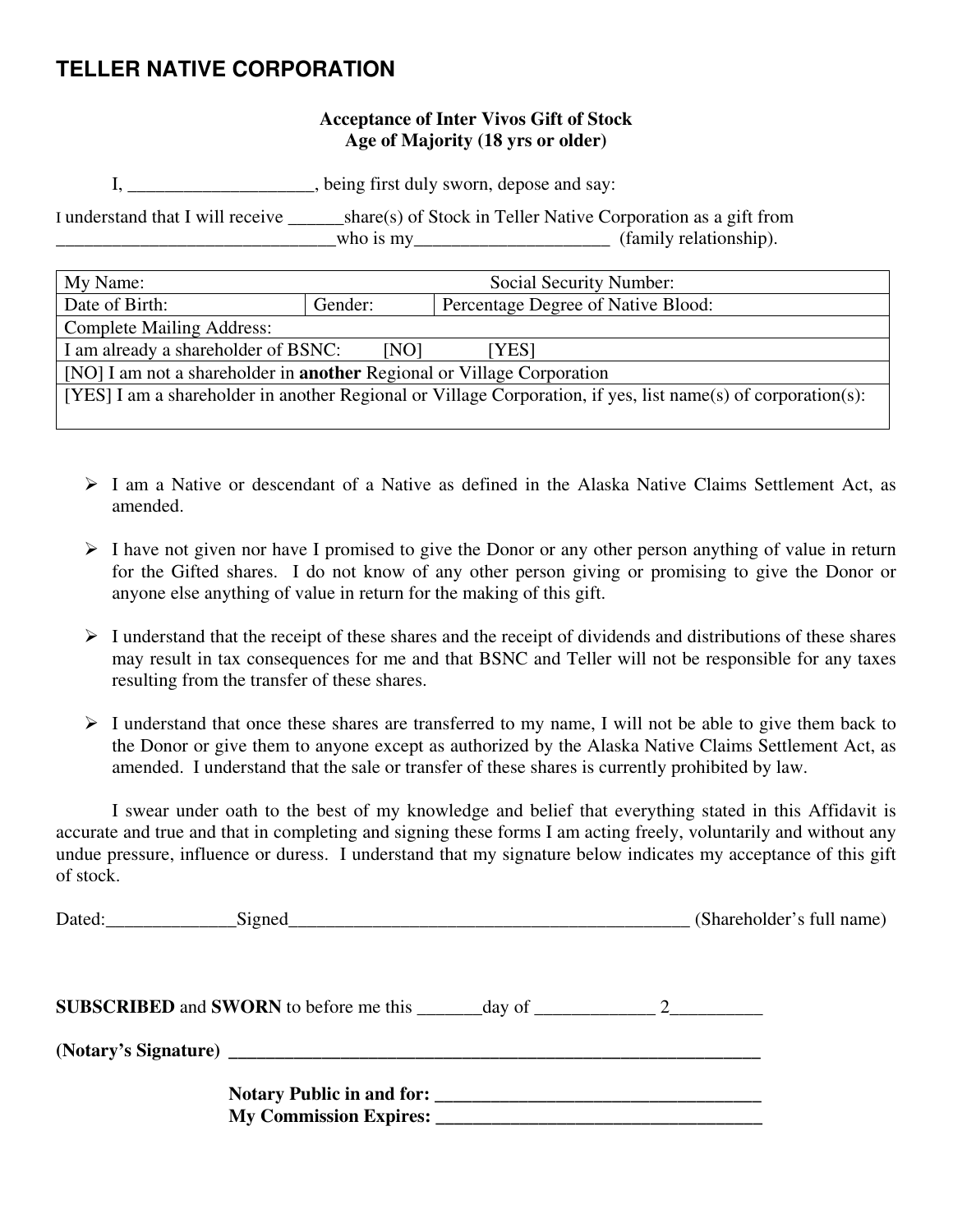# TELLER NATIVE CORPORATION

**Acceptance of Inter Vivos Gift of Stock**
**Age of Majority (18 yrs or older)**

I, ____________________, being first duly sworn, depose and say:

I understand that I will receive ______share(s) of Stock in Teller Native Corporation as a gift from ______________________________who is my_____________________ (family relationship).

| My Name: | | Social Security Number: |
|---|---|---|
| Date of Birth: | Gender: | Percentage Degree of Native Blood: |
| Complete Mailing Address: | | |
| I am already a shareholder of BSNC: [NO] [YES] | | |
| [NO] I am not a shareholder in **another** Regional or Village Corporation | | |
| [YES] I am a shareholder in another Regional or Village Corporation, if yes, list name(s) of corporation(s): | | |

- I am a Native or descendant of a Native as defined in the Alaska Native Claims Settlement Act, as amended.
- I have not given nor have I promised to give the Donor or any other person anything of value in return for the Gifted shares. I do not know of any other person giving or promising to give the Donor or anyone else anything of value in return for the making of this gift.
- I understand that the receipt of these shares and the receipt of dividends and distributions of these shares may result in tax consequences for me and that BSNC and Teller will not be responsible for any taxes resulting from the transfer of these shares.
- I understand that once these shares are transferred to my name, I will not be able to give them back to the Donor or give them to anyone except as authorized by the Alaska Native Claims Settlement Act, as amended. I understand that the sale or transfer of these shares is currently prohibited by law.

I swear under oath to the best of my knowledge and belief that everything stated in this Affidavit is accurate and true and that in completing and signing these forms I am acting freely, voluntarily and without any undue pressure, influence or duress. I understand that my signature below indicates my acceptance of this gift of stock.

Dated:______________Signed____________________________________________ (Shareholder's full name)

**SUBSCRIBED** and **SWORN** to before me this _______day of _____________ 2__________

**(Notary's Signature)** ____________________________________________________________

**Notary Public in and for:** ___________________________________
**My Commission Expires:** ___________________________________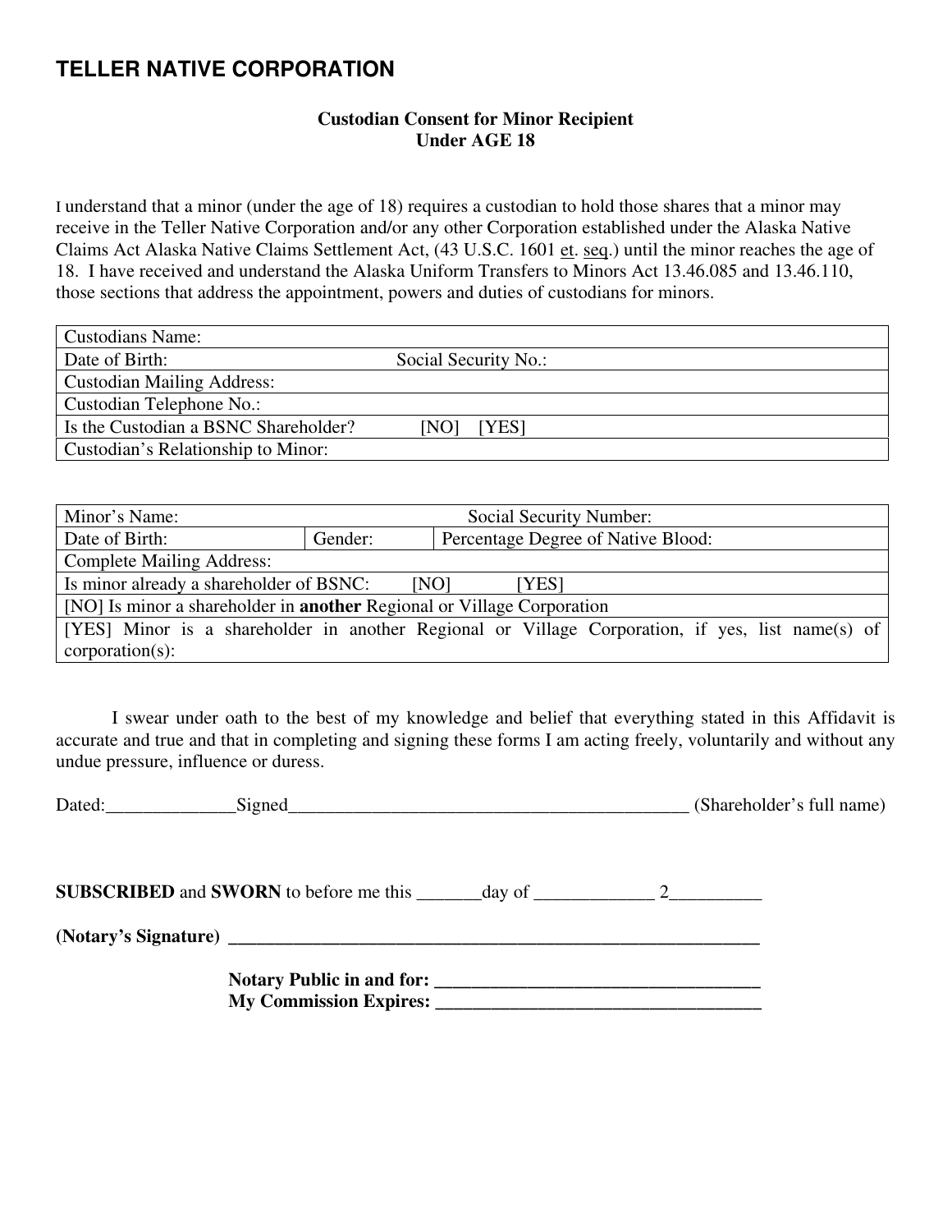# TELLER NATIVE CORPORATION

**Custodian Consent for Minor Recipient**
**Under AGE 18**

I understand that a minor (under the age of 18) requires a custodian to hold those shares that a minor may receive in the Teller Native Corporation and/or any other Corporation established under the Alaska Native Claims Act Alaska Native Claims Settlement Act, (43 U.S.C. 1601 et. seq.) until the minor reaches the age of 18. I have received and understand the Alaska Uniform Transfers to Minors Act 13.46.085 and 13.46.110, those sections that address the appointment, powers and duties of custodians for minors.

| | |
|---|---|
| Custodians Name: | |
| Date of Birth: | Social Security No.: |
| Custodian Mailing Address: | |
| Custodian Telephone No.: | |
| Is the Custodian a BSNC Shareholder? | [NO] [YES] |
| Custodian's Relationship to Minor: | |

| | | |
|---|---|---|
| Minor's Name: | | Social Security Number: |
| Date of Birth: | Gender: | Percentage Degree of Native Blood: |
| Complete Mailing Address: | | |
| Is minor already a shareholder of BSNC: [NO] [YES] | | |
| [NO] Is minor a shareholder in **another** Regional or Village Corporation | | |
| [YES] Minor is a shareholder in another Regional or Village Corporation, if yes, list name(s) of corporation(s): | | |

I swear under oath to the best of my knowledge and belief that everything stated in this Affidavit is accurate and true and that in completing and signing these forms I am acting freely, voluntarily and without any undue pressure, influence or duress.

Dated:______________Signed_____________________________________________ (Shareholder's full name)

**SUBSCRIBED** and **SWORN** to before me this _______day of _____________ 2__________

**(Notary's Signature)** ___________________________________________________________

**Notary Public in and for:** ___________________________________

**My Commission Expires:** ___________________________________